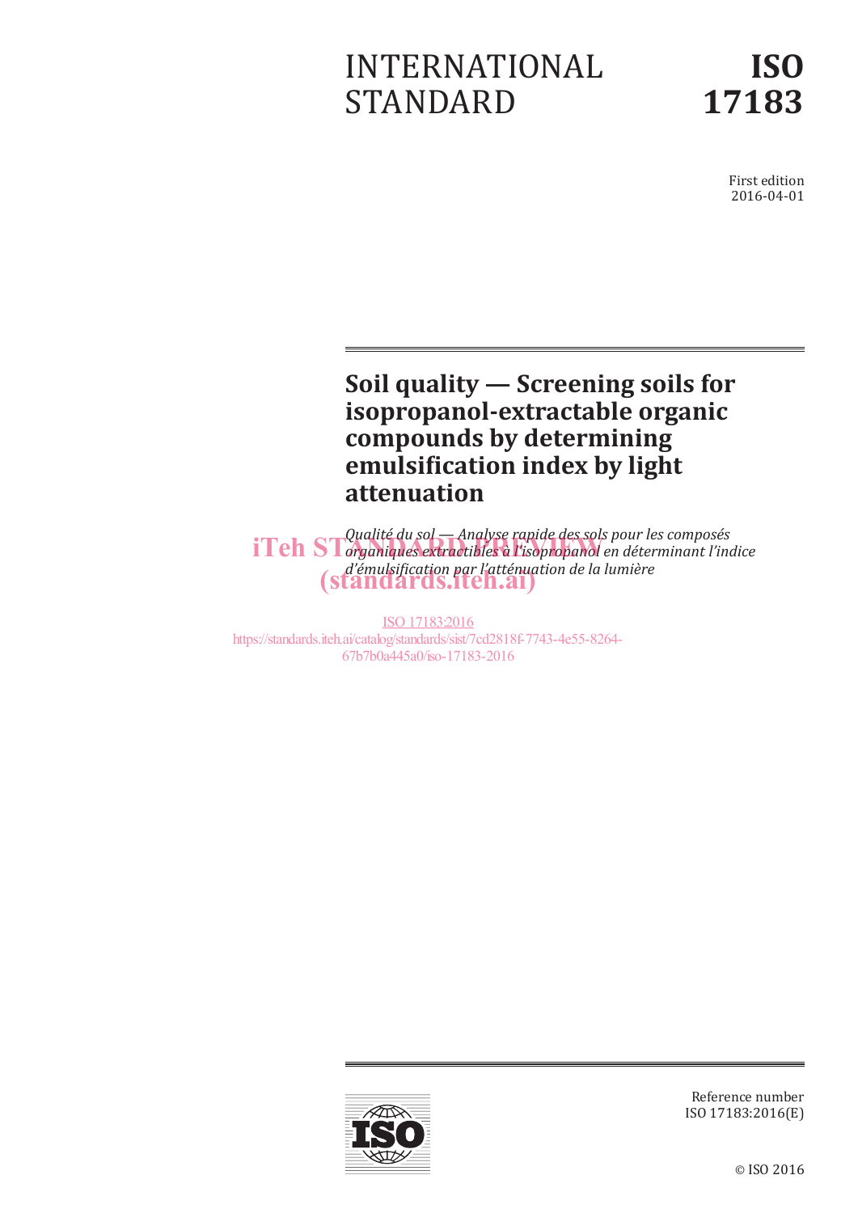# INTERNATIONAL STANDARD

# ISO 17183

First edition
2016-04-01

## Soil quality — Screening soils for isopropanol-extractable organic compounds by determining emulsification index by light attenuation

*Qualité du sol — Analyse rapide des sols pour les composés organiques extractibles à l'isopropanol en déterminant l'indice d'émulsification par l'atténuation de la lumière*

iTeh STANDARD PREVIEW
(standards.iteh.ai)

ISO 17183:2016
https://standards.iteh.ai/catalog/standards/sist/7cd2818f-7743-4e55-8264-67b7b0a445a0/iso-17183-2016

Reference number
ISO 17183:2016(E)

© ISO 2016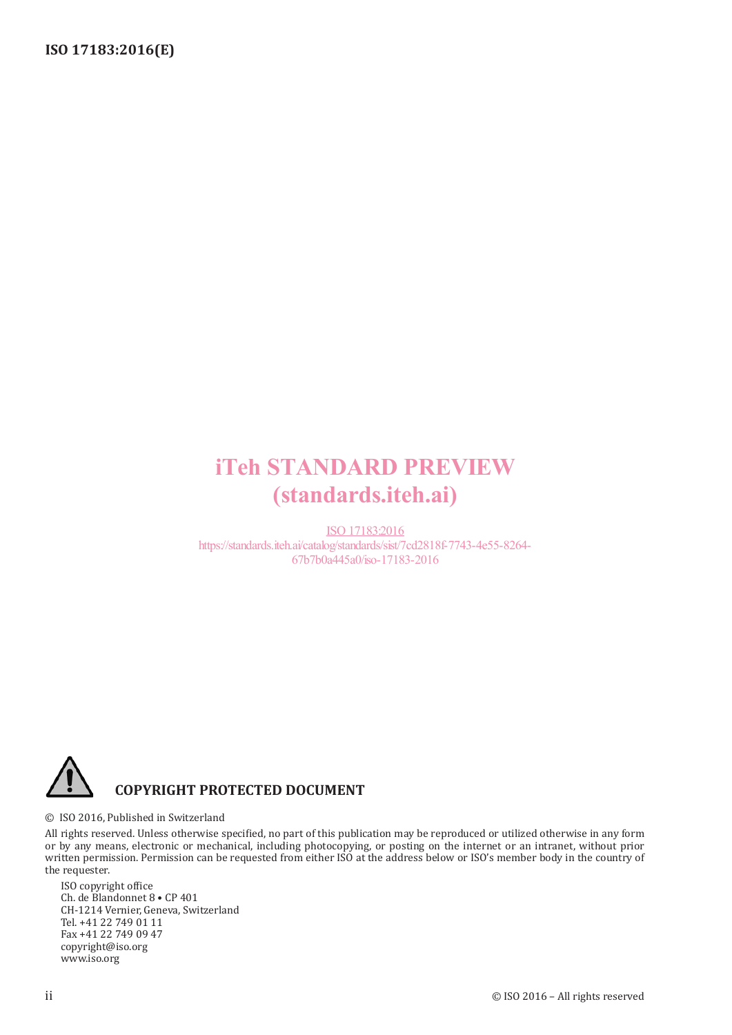iTeh STANDARD PREVIEW
(standards.iteh.ai)

ISO 17183:2016
https://standards.iteh.ai/catalog/standards/sist/7cd2818f-7743-4e55-8264-67b7b0a445a0/iso-17183-2016

**COPYRIGHT PROTECTED DOCUMENT**

© ISO 2016, Published in Switzerland

All rights reserved. Unless otherwise specified, no part of this publication may be reproduced or utilized otherwise in any form or by any means, electronic or mechanical, including photocopying, or posting on the internet or an intranet, without prior written permission. Permission can be requested from either ISO at the address below or ISO's member body in the country of the requester.

ISO copyright office
Ch. de Blandonnet 8 • CP 401
CH-1214 Vernier, Geneva, Switzerland
Tel. +41 22 749 01 11
Fax +41 22 749 09 47
copyright@iso.org
www.iso.org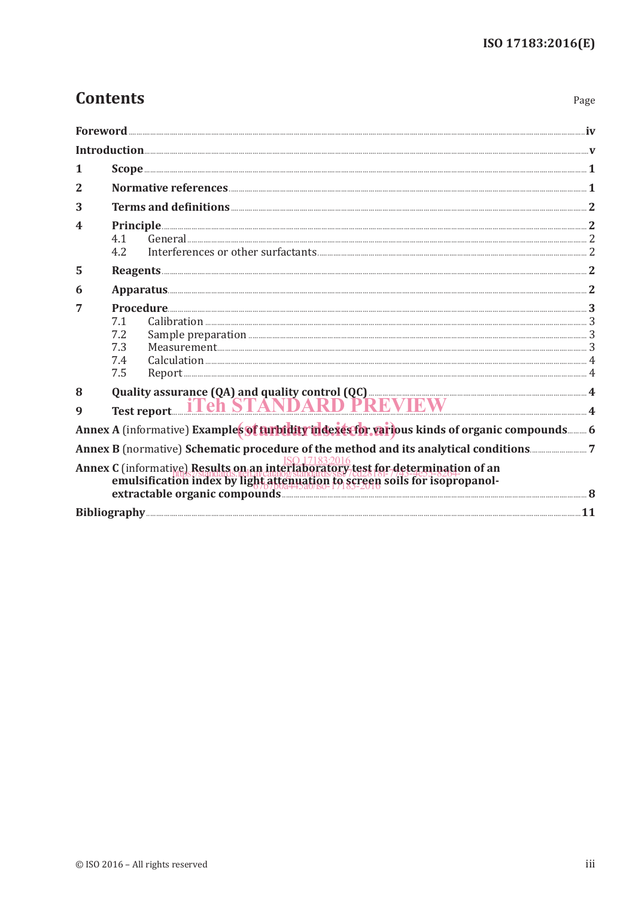# Contents

Page

**Foreword** .......... **iv**

**Introduction** .......... **v**

**1 Scope** .......... **1**

**2 Normative references** .......... **1**

**3 Terms and definitions** .......... **2**

**4 Principle** .......... **2**

- 4.1 General .......... 2
- 4.2 Interferences or other surfactants .......... 2

**5 Reagents** .......... **2**

**6 Apparatus** .......... **2**

**7 Procedure** .......... **3**

- 7.1 Calibration .......... 3
- 7.2 Sample preparation .......... 3
- 7.3 Measurement .......... 3
- 7.4 Calculation .......... 4
- 7.5 Report .......... 4

**8 Quality assurance (QA) and quality control (QC)** .......... **4**

**9 Test report** .......... **4**

**Annex A** (informative) **Examples of turbidity indexes for various kinds of organic compounds** .......... **6**

**Annex B** (normative) **Schematic procedure of the method and its analytical conditions** .......... **7**

**Annex C** (informative) **Results on an interlaboratory test for determination of an emulsification index by light attenuation to screen soils for isopropanol-extractable organic compounds** .......... **8**

**Bibliography** .......... **11**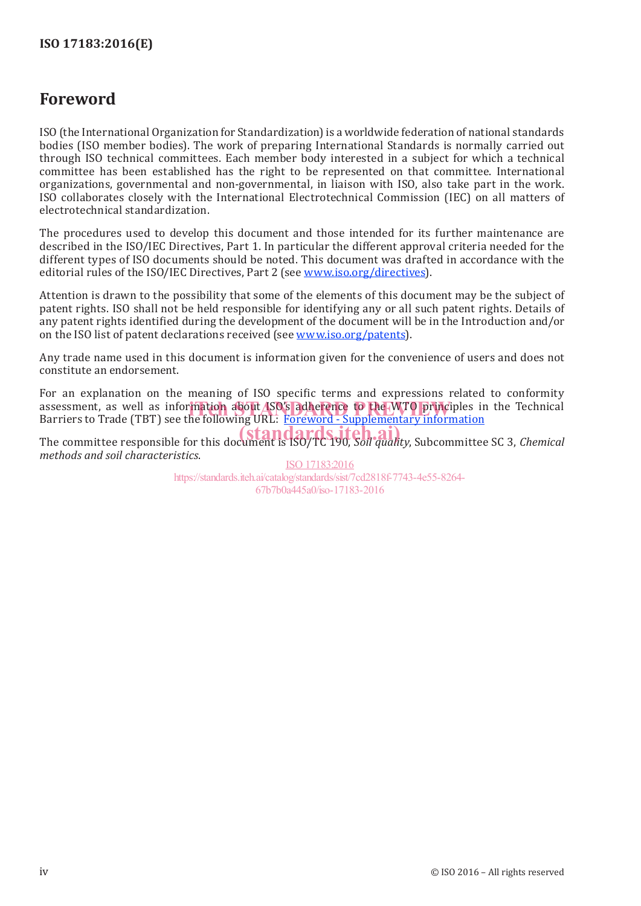# Foreword

ISO (the International Organization for Standardization) is a worldwide federation of national standards bodies (ISO member bodies). The work of preparing International Standards is normally carried out through ISO technical committees. Each member body interested in a subject for which a technical committee has been established has the right to be represented on that committee. International organizations, governmental and non-governmental, in liaison with ISO, also take part in the work. ISO collaborates closely with the International Electrotechnical Commission (IEC) on all matters of electrotechnical standardization.

The procedures used to develop this document and those intended for its further maintenance are described in the ISO/IEC Directives, Part 1. In particular the different approval criteria needed for the different types of ISO documents should be noted. This document was drafted in accordance with the editorial rules of the ISO/IEC Directives, Part 2 (see www.iso.org/directives).

Attention is drawn to the possibility that some of the elements of this document may be the subject of patent rights. ISO shall not be held responsible for identifying any or all such patent rights. Details of any patent rights identified during the development of the document will be in the Introduction and/or on the ISO list of patent declarations received (see www.iso.org/patents).

Any trade name used in this document is information given for the convenience of users and does not constitute an endorsement.

For an explanation on the meaning of ISO specific terms and expressions related to conformity assessment, as well as information about ISO's adherence to the WTO principles in the Technical Barriers to Trade (TBT) see the following URL: Foreword - Supplementary information

The committee responsible for this document is ISO/TC 190, *Soil quality*, Subcommittee SC 3, *Chemical methods and soil characteristics*.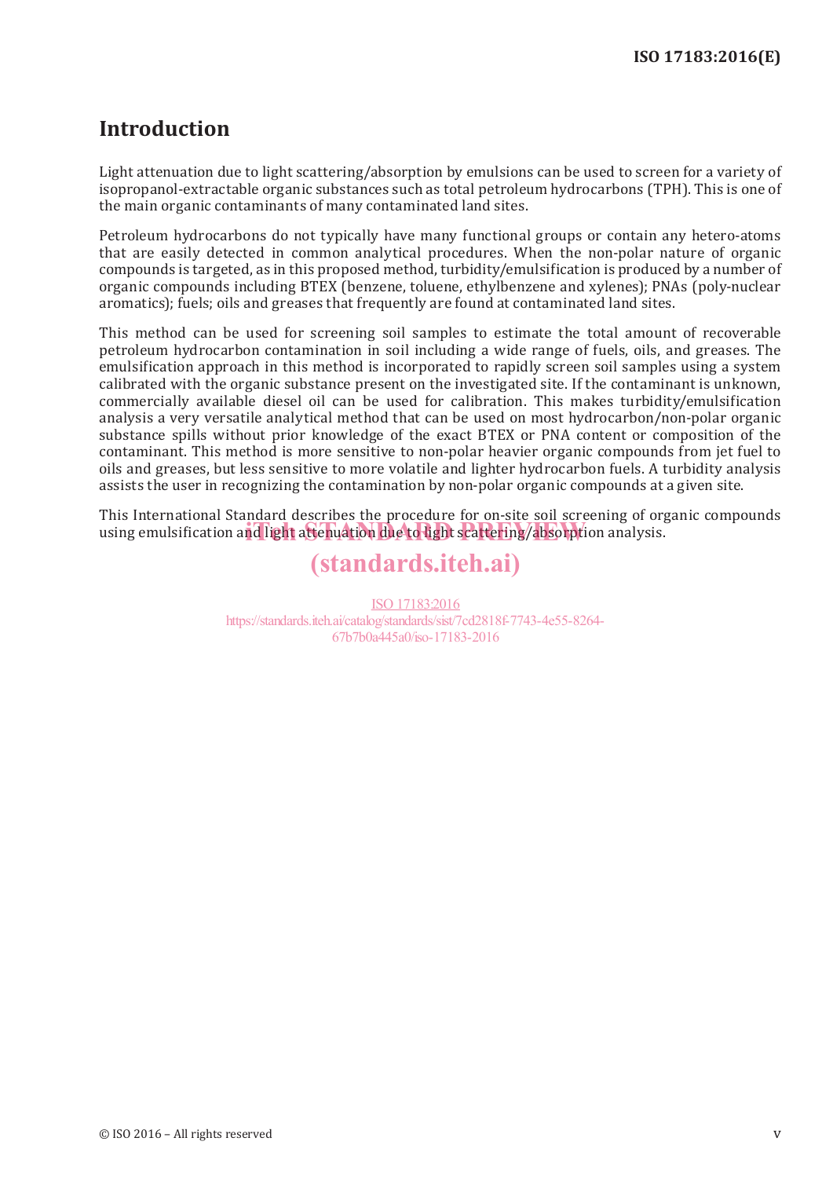# Introduction

Light attenuation due to light scattering/absorption by emulsions can be used to screen for a variety of isopropanol-extractable organic substances such as total petroleum hydrocarbons (TPH). This is one of the main organic contaminants of many contaminated land sites.

Petroleum hydrocarbons do not typically have many functional groups or contain any hetero-atoms that are easily detected in common analytical procedures. When the non-polar nature of organic compounds is targeted, as in this proposed method, turbidity/emulsification is produced by a number of organic compounds including BTEX (benzene, toluene, ethylbenzene and xylenes); PNAs (poly-nuclear aromatics); fuels; oils and greases that frequently are found at contaminated land sites.

This method can be used for screening soil samples to estimate the total amount of recoverable petroleum hydrocarbon contamination in soil including a wide range of fuels, oils, and greases. The emulsification approach in this method is incorporated to rapidly screen soil samples using a system calibrated with the organic substance present on the investigated site. If the contaminant is unknown, commercially available diesel oil can be used for calibration. This makes turbidity/emulsification analysis a very versatile analytical method that can be used on most hydrocarbon/non-polar organic substance spills without prior knowledge of the exact BTEX or PNA content or composition of the contaminant. This method is more sensitive to non-polar heavier organic compounds from jet fuel to oils and greases, but less sensitive to more volatile and lighter hydrocarbon fuels. A turbidity analysis assists the user in recognizing the contamination by non-polar organic compounds at a given site.

This International Standard describes the procedure for on-site soil screening of organic compounds using emulsification and light attenuation due to light scattering/absorption analysis.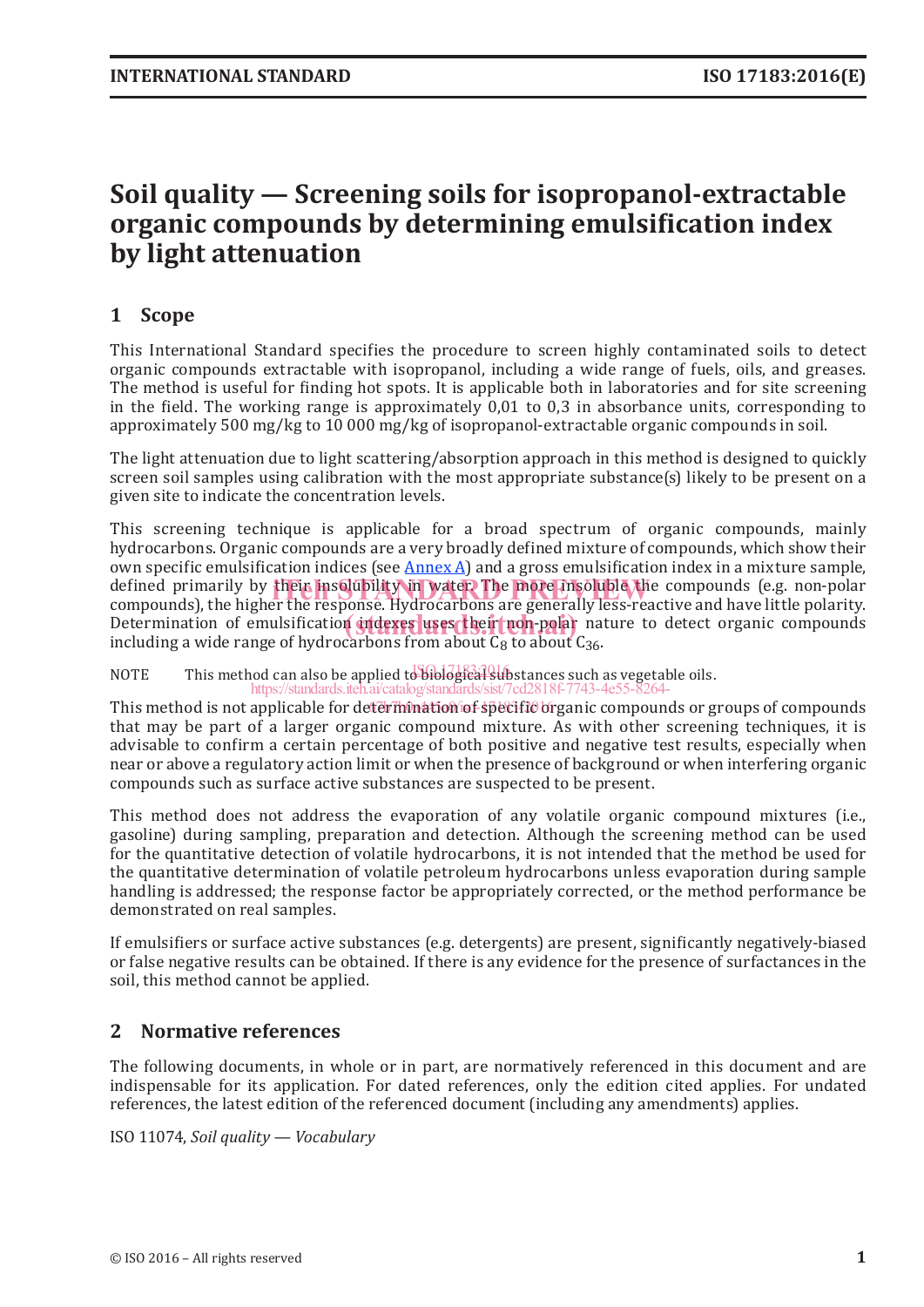# Soil quality — Screening soils for isopropanol-extractable organic compounds by determining emulsification index by light attenuation

## 1 Scope

This International Standard specifies the procedure to screen highly contaminated soils to detect organic compounds extractable with isopropanol, including a wide range of fuels, oils, and greases. The method is useful for finding hot spots. It is applicable both in laboratories and for site screening in the field. The working range is approximately 0,01 to 0,3 in absorbance units, corresponding to approximately 500 mg/kg to 10 000 mg/kg of isopropanol-extractable organic compounds in soil.

The light attenuation due to light scattering/absorption approach in this method is designed to quickly screen soil samples using calibration with the most appropriate substance(s) likely to be present on a given site to indicate the concentration levels.

This screening technique is applicable for a broad spectrum of organic compounds, mainly hydrocarbons. Organic compounds are a very broadly defined mixture of compounds, which show their own specific emulsification indices (see Annex A) and a gross emulsification index in a mixture sample, defined primarily by their insolubility in water. The more insoluble the compounds (e.g. non-polar compounds), the higher the response. Hydrocarbons are generally less-reactive and have little polarity. Determination of emulsification indexes uses their non-polar nature to detect organic compounds including a wide range of hydrocarbons from about $C_8$ to about $C_{36}$.

NOTE This method can also be applied to biological substances such as vegetable oils.

This method is not applicable for determination of specific organic compounds or groups of compounds that may be part of a larger organic compound mixture. As with other screening techniques, it is advisable to confirm a certain percentage of both positive and negative test results, especially when near or above a regulatory action limit or when the presence of background or when interfering organic compounds such as surface active substances are suspected to be present.

This method does not address the evaporation of any volatile organic compound mixtures (i.e., gasoline) during sampling, preparation and detection. Although the screening method can be used for the quantitative detection of volatile hydrocarbons, it is not intended that the method be used for the quantitative determination of volatile petroleum hydrocarbons unless evaporation during sample handling is addressed; the response factor be appropriately corrected, or the method performance be demonstrated on real samples.

If emulsifiers or surface active substances (e.g. detergents) are present, significantly negatively-biased or false negative results can be obtained. If there is any evidence for the presence of surfactants in the soil, this method cannot be applied.

## 2 Normative references

The following documents, in whole or in part, are normatively referenced in this document and are indispensable for its application. For dated references, only the edition cited applies. For undated references, the latest edition of the referenced document (including any amendments) applies.

ISO 11074, *Soil quality — Vocabulary*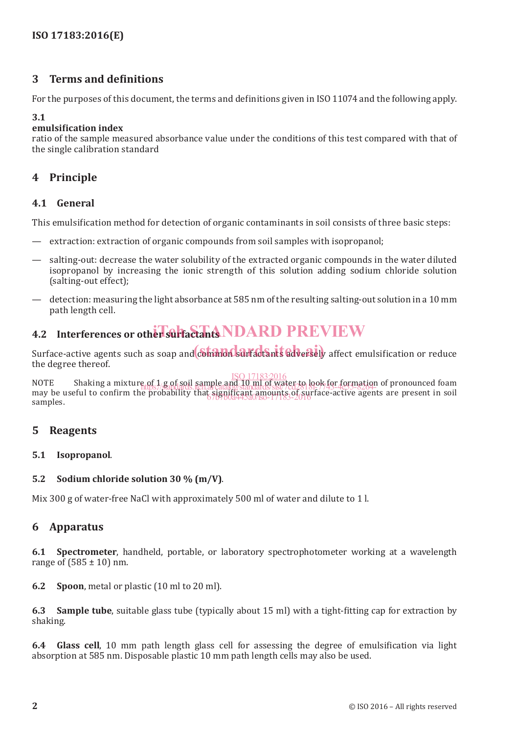## 3 Terms and definitions

For the purposes of this document, the terms and definitions given in ISO 11074 and the following apply.

### 3.1
**emulsification index**
ratio of the sample measured absorbance value under the conditions of this test compared with that of the single calibration standard

## 4 Principle

### 4.1 General

This emulsification method for detection of organic contaminants in soil consists of three basic steps:

— extraction: extraction of organic compounds from soil samples with isopropanol;

— salting-out: decrease the water solubility of the extracted organic compounds in the water diluted isopropanol by increasing the ionic strength of this solution adding sodium chloride solution (salting-out effect);

— detection: measuring the light absorbance at 585 nm of the resulting salting-out solution in a 10 mm path length cell.

### 4.2 Interferences or other surfactants

Surface-active agents such as soap and common surfactants adversely affect emulsification or reduce the degree thereof.

NOTE Shaking a mixture of 1 g of soil sample and 10 ml of water to look for formation of pronounced foam may be useful to confirm the probability that significant amounts of surface-active agents are present in soil samples.

## 5 Reagents

### 5.1 Isopropanol.

### 5.2 Sodium chloride solution 30 % (m/V).

Mix 300 g of water-free NaCl with approximately 500 ml of water and dilute to 1 l.

## 6 Apparatus

**6.1 Spectrometer**, handheld, portable, or laboratory spectrophotometer working at a wavelength range of (585 ± 10) nm.

**6.2 Spoon**, metal or plastic (10 ml to 20 ml).

**6.3 Sample tube**, suitable glass tube (typically about 15 ml) with a tight-fitting cap for extraction by shaking.

**6.4 Glass cell**, 10 mm path length glass cell for assessing the degree of emulsification via light absorption at 585 nm. Disposable plastic 10 mm path length cells may also be used.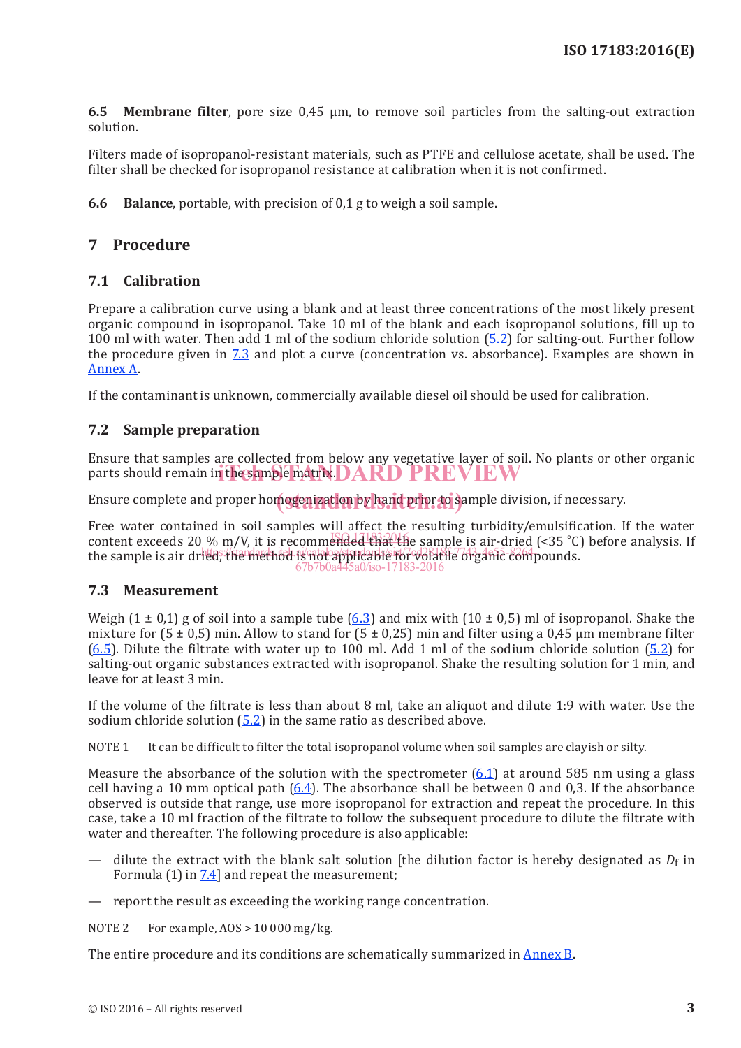**6.5 Membrane filter**, pore size 0,45 µm, to remove soil particles from the salting-out extraction solution.

Filters made of isopropanol-resistant materials, such as PTFE and cellulose acetate, shall be used. The filter shall be checked for isopropanol resistance at calibration when it is not confirmed.

**6.6 Balance**, portable, with precision of 0,1 g to weigh a soil sample.

## 7 Procedure

### 7.1 Calibration

Prepare a calibration curve using a blank and at least three concentrations of the most likely present organic compound in isopropanol. Take 10 ml of the blank and each isopropanol solutions, fill up to 100 ml with water. Then add 1 ml of the sodium chloride solution (5.2) for salting-out. Further follow the procedure given in 7.3 and plot a curve (concentration vs. absorbance). Examples are shown in Annex A.

If the contaminant is unknown, commercially available diesel oil should be used for calibration.

### 7.2 Sample preparation

Ensure that samples are collected from below any vegetative layer of soil. No plants or other organic parts should remain in the sample matrix.

Ensure complete and proper homogenization by hand prior to sample division, if necessary.

Free water contained in soil samples will affect the resulting turbidity/emulsification. If the water content exceeds 20 % m/V, it is recommended that the sample is air-dried (<35 °C) before analysis. If the sample is air dried, the method is not applicable for volatile organic compounds.

### 7.3 Measurement

Weigh (1 ± 0,1) g of soil into a sample tube (6.3) and mix with (10 ± 0,5) ml of isopropanol. Shake the mixture for (5 ± 0,5) min. Allow to stand for (5 ± 0,25) min and filter using a 0,45 µm membrane filter (6.5). Dilute the filtrate with water up to 100 ml. Add 1 ml of the sodium chloride solution (5.2) for salting-out organic substances extracted with isopropanol. Shake the resulting solution for 1 min, and leave for at least 3 min.

If the volume of the filtrate is less than about 8 ml, take an aliquot and dilute 1:9 with water. Use the sodium chloride solution (5.2) in the same ratio as described above.

NOTE 1 It can be difficult to filter the total isopropanol volume when soil samples are clayish or silty.

Measure the absorbance of the solution with the spectrometer (6.1) at around 585 nm using a glass cell having a 10 mm optical path (6.4). The absorbance shall be between 0 and 0,3. If the absorbance observed is outside that range, use more isopropanol for extraction and repeat the procedure. In this case, take a 10 ml fraction of the filtrate to follow the subsequent procedure to dilute the filtrate with water and thereafter. The following procedure is also applicable:

— dilute the extract with the blank salt solution [the dilution factor is hereby designated as $D_f$ in Formula (1) in 7.4] and repeat the measurement;

— report the result as exceeding the working range concentration.

NOTE 2 For example, AOS > 10 000 mg/kg.

The entire procedure and its conditions are schematically summarized in Annex B.